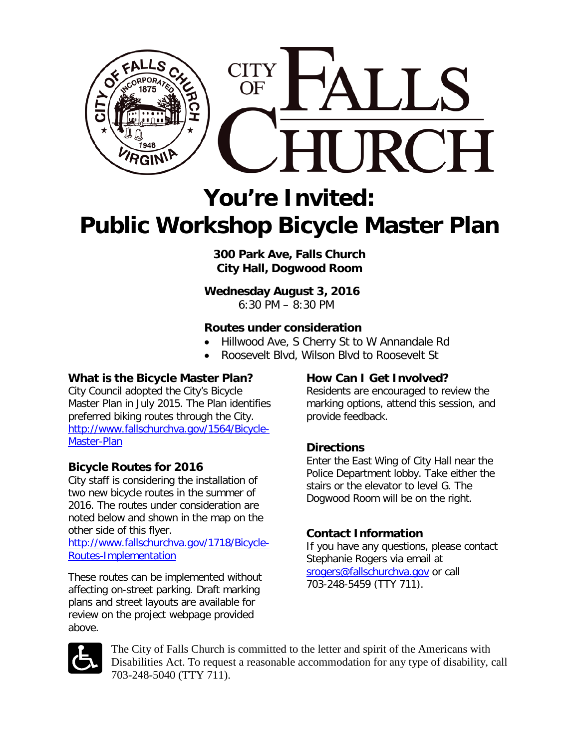# CITY OF FALLS CHURCH

# You're Invited: Public Workshop Bicycle Master Plan

**300 Park Ave, Falls Church**
**City Hall, Dogwood Room**

**Wednesday August 3, 2016**
6:30 PM – 8:30 PM

**Routes under consideration**

- Hillwood Ave, S Cherry St to W Annandale Rd
- Roosevelt Blvd, Wilson Blvd to Roosevelt St

### What is the Bicycle Master Plan?

City Council adopted the City's Bicycle Master Plan in July 2015. The Plan identifies preferred biking routes through the City.
[http://www.fallschurchva.gov/1564/Bicycle-Master-Plan](http://www.fallschurchva.gov/1564/Bicycle-Master-Plan)

### Bicycle Routes for 2016

City staff is considering the installation of two new bicycle routes in the summer of 2016. The routes under consideration are noted below and shown in the map on the other side of this flyer.
[http://www.fallschurchva.gov/1718/Bicycle-Routes-Implementation](http://www.fallschurchva.gov/1718/Bicycle-Routes-Implementation)

These routes can be implemented without affecting on-street parking. Draft marking plans and street layouts are available for review on the project webpage provided above.

### How Can I Get Involved?

Residents are encouraged to review the marking options, attend this session, and provide feedback.

### Directions

Enter the East Wing of City Hall near the Police Department lobby. Take either the stairs or the elevator to level G. The Dogwood Room will be on the right.

### Contact Information

If you have any questions, please contact Stephanie Rogers via email at [srogers@fallschurchva.gov](mailto:srogers@fallschurchva.gov) or call 703-248-5459 (TTY 711).

The City of Falls Church is committed to the letter and spirit of the Americans with Disabilities Act. To request a reasonable accommodation for any type of disability, call 703-248-5040 (TTY 711).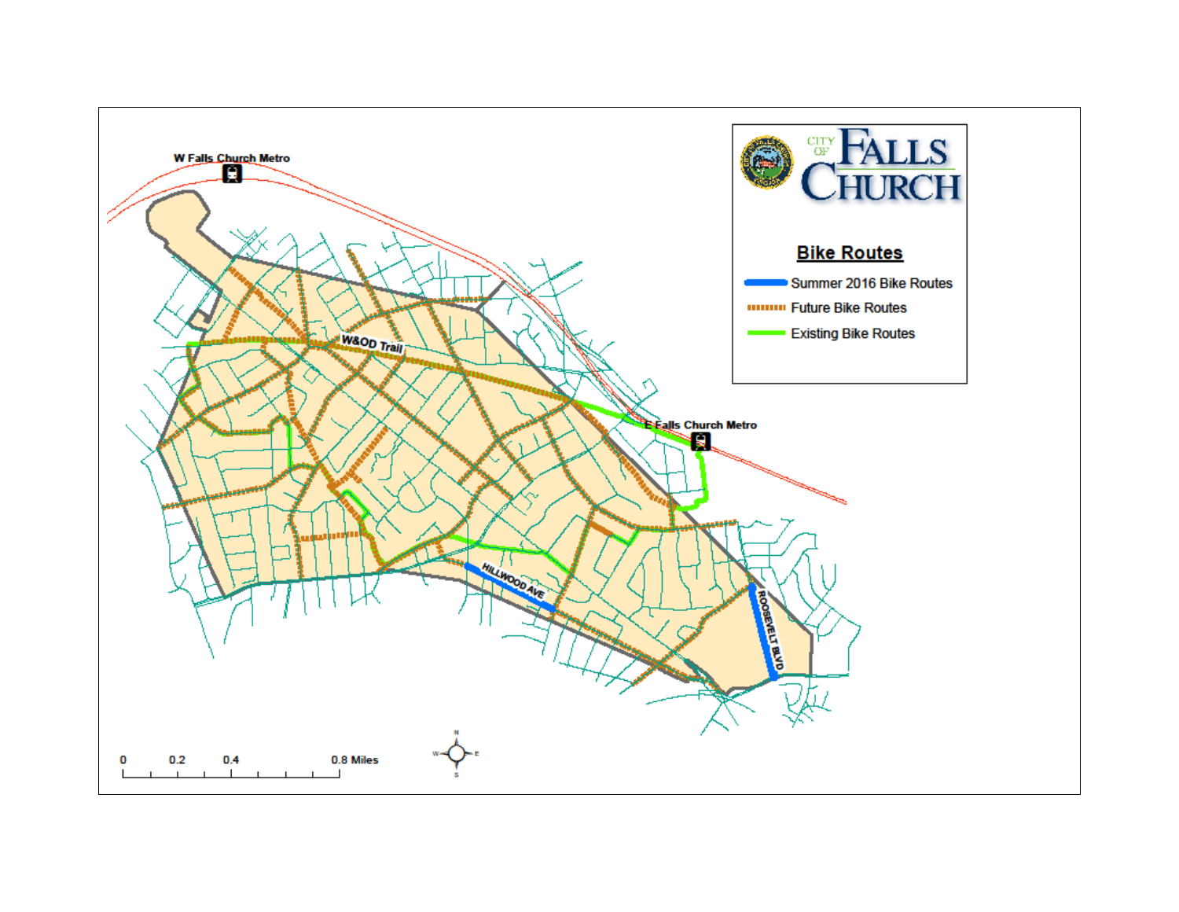W Falls Church Metro

W&OD Trail

E Falls Church Metro

HILLWOOD AVE

ROOSEVELT BLVD

CITY OF FALLS CHURCH

## Bike Routes

Summer 2016 Bike Routes

Future Bike Routes

Existing Bike Routes

0 0.2 0.4 0.8 Miles

N S E W